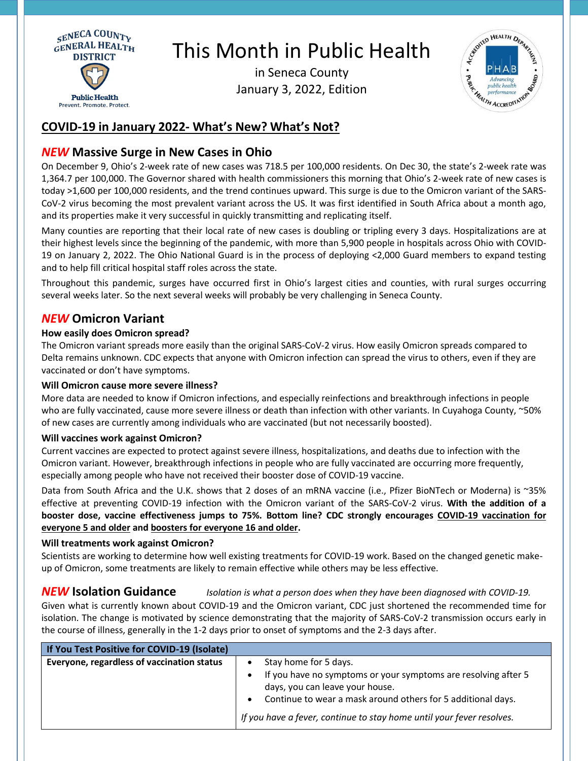# This Month in Public Health

in Seneca County
January 3, 2022, Edition

## COVID-19 in January 2022- What's New? What's Not?

### *NEW* Massive Surge in New Cases in Ohio

On December 9, Ohio's 2-week rate of new cases was 718.5 per 100,000 residents. On Dec 30, the state's 2-week rate was 1,364.7 per 100,000. The Governor shared with health commissioners this morning that Ohio's 2-week rate of new cases is today >1,600 per 100,000 residents, and the trend continues upward. This surge is due to the Omicron variant of the SARS-CoV-2 virus becoming the most prevalent variant across the US. It was first identified in South Africa about a month ago, and its properties make it very successful in quickly transmitting and replicating itself.

Many counties are reporting that their local rate of new cases is doubling or tripling every 3 days. Hospitalizations are at their highest levels since the beginning of the pandemic, with more than 5,900 people in hospitals across Ohio with COVID-19 on January 2, 2022. The Ohio National Guard is in the process of deploying <2,000 Guard members to expand testing and to help fill critical hospital staff roles across the state.

Throughout this pandemic, surges have occurred first in Ohio's largest cities and counties, with rural surges occurring several weeks later. So the next several weeks will probably be very challenging in Seneca County.

### *NEW* Omicron Variant

**How easily does Omicron spread?**

The Omicron variant spreads more easily than the original SARS-CoV-2 virus. How easily Omicron spreads compared to Delta remains unknown. CDC expects that anyone with Omicron infection can spread the virus to others, even if they are vaccinated or don't have symptoms.

**Will Omicron cause more severe illness?**

More data are needed to know if Omicron infections, and especially reinfections and breakthrough infections in people who are fully vaccinated, cause more severe illness or death than infection with other variants. In Cuyahoga County, ~50% of new cases are currently among individuals who are vaccinated (but not necessarily boosted).

**Will vaccines work against Omicron?**

Current vaccines are expected to protect against severe illness, hospitalizations, and deaths due to infection with the Omicron variant. However, breakthrough infections in people who are fully vaccinated are occurring more frequently, especially among people who have not received their booster dose of COVID-19 vaccine.

Data from South Africa and the U.K. shows that 2 doses of an mRNA vaccine (i.e., Pfizer BioNTech or Moderna) is ~35% effective at preventing COVID-19 infection with the Omicron variant of the SARS-CoV-2 virus. **With the addition of a booster dose, vaccine effectiveness jumps to 75%. Bottom line? CDC strongly encourages COVID-19 vaccination for everyone 5 and older and boosters for everyone 16 and older.**

**Will treatments work against Omicron?**

Scientists are working to determine how well existing treatments for COVID-19 work. Based on the changed genetic make-up of Omicron, some treatments are likely to remain effective while others may be less effective.

### *NEW* Isolation Guidance

*Isolation is what a person does when they have been diagnosed with COVID-19.*

Given what is currently known about COVID-19 and the Omicron variant, CDC just shortened the recommended time for isolation. The change is motivated by science demonstrating that the majority of SARS-CoV-2 transmission occurs early in the course of illness, generally in the 1-2 days prior to onset of symptoms and the 2-3 days after.

| If You Test Positive for COVID-19 (Isolate) | |
|---|---|
| **Everyone, regardless of vaccination status** | • Stay home for 5 days.<br>• If you have no symptoms or your symptoms are resolving after 5 days, you can leave your house.<br>• Continue to wear a mask around others for 5 additional days.<br><br>*If you have a fever, continue to stay home until your fever resolves.* |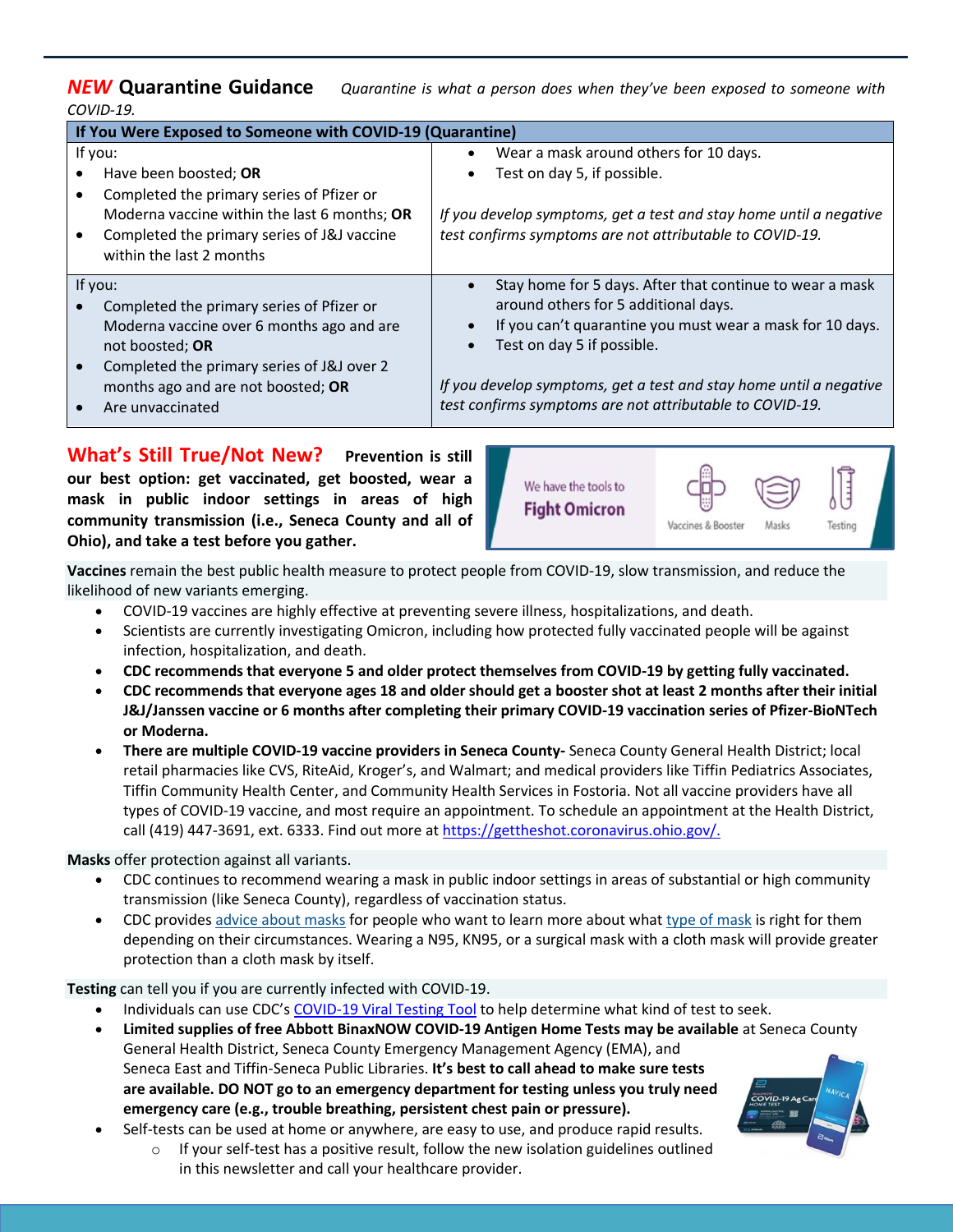## *NEW* Quarantine Guidance

*Quarantine is what a person does when they've been exposed to someone with COVID-19.*

| If You Were Exposed to Someone with COVID-19 (Quarantine) | |
|---|---|
| If you:<br>• Have been boosted; **OR**<br>• Completed the primary series of Pfizer or Moderna vaccine within the last 6 months; **OR**<br>• Completed the primary series of J&J vaccine within the last 2 months | • Wear a mask around others for 10 days.<br>• Test on day 5, if possible.<br><br>*If you develop symptoms, get a test and stay home until a negative test confirms symptoms are not attributable to COVID-19.* |
| If you:<br>• Completed the primary series of Pfizer or Moderna vaccine over 6 months ago and are not boosted; **OR**<br>• Completed the primary series of J&J over 2 months ago and are not boosted; **OR**<br>• Are unvaccinated | • Stay home for 5 days. After that continue to wear a mask around others for 5 additional days.<br>• If you can't quarantine you must wear a mask for 10 days.<br>• Test on day 5 if possible.<br><br>*If you develop symptoms, get a test and stay home until a negative test confirms symptoms are not attributable to COVID-19.* |

## What's Still True/Not New?

**Prevention is still our best option: get vaccinated, get boosted, wear a mask in public indoor settings in areas of high community transmission (i.e., Seneca County and all of Ohio), and take a test before you gather.**

We have the tools to **Fight Omicron**

Vaccines & Booster    Masks    Testing

**Vaccines** remain the best public health measure to protect people from COVID-19, slow transmission, and reduce the likelihood of new variants emerging.

- COVID-19 vaccines are highly effective at preventing severe illness, hospitalizations, and death.
- Scientists are currently investigating Omicron, including how protected fully vaccinated people will be against infection, hospitalization, and death.
- **CDC recommends that everyone 5 and older protect themselves from COVID-19 by getting fully vaccinated.**
- **CDC recommends that everyone ages 18 and older should get a booster shot at least 2 months after their initial J&J/Janssen vaccine or 6 months after completing their primary COVID-19 vaccination series of Pfizer-BioNTech or Moderna.**
- **There are multiple COVID-19 vaccine providers in Seneca County-** Seneca County General Health District; local retail pharmacies like CVS, RiteAid, Kroger's, and Walmart; and medical providers like Tiffin Pediatrics Associates, Tiffin Community Health Center, and Community Health Services in Fostoria. Not all vaccine providers have all types of COVID-19 vaccine, and most require an appointment. To schedule an appointment at the Health District, call (419) 447-3691, ext. 6333. Find out more at https://gettheshot.coronavirus.ohio.gov/.

**Masks** offer protection against all variants.

- CDC continues to recommend wearing a mask in public indoor settings in areas of substantial or high community transmission (like Seneca County), regardless of vaccination status.
- CDC provides advice about masks for people who want to learn more about what type of mask is right for them depending on their circumstances. Wearing a N95, KN95, or a surgical mask with a cloth mask will provide greater protection than a cloth mask by itself.

**Testing** can tell you if you are currently infected with COVID-19.

- Individuals can use CDC's COVID-19 Viral Testing Tool to help determine what kind of test to seek.
- **Limited supplies of free Abbott BinaxNOW COVID-19 Antigen Home Tests may be available** at Seneca County General Health District, Seneca County Emergency Management Agency (EMA), and Seneca East and Tiffin-Seneca Public Libraries. **It's best to call ahead to make sure tests are available. DO NOT go to an emergency department for testing unless you truly need emergency care (e.g., trouble breathing, persistent chest pain or pressure).**
- Self-tests can be used at home or anywhere, are easy to use, and produce rapid results.
  - If your self-test has a positive result, follow the new isolation guidelines outlined in this newsletter and call your healthcare provider.